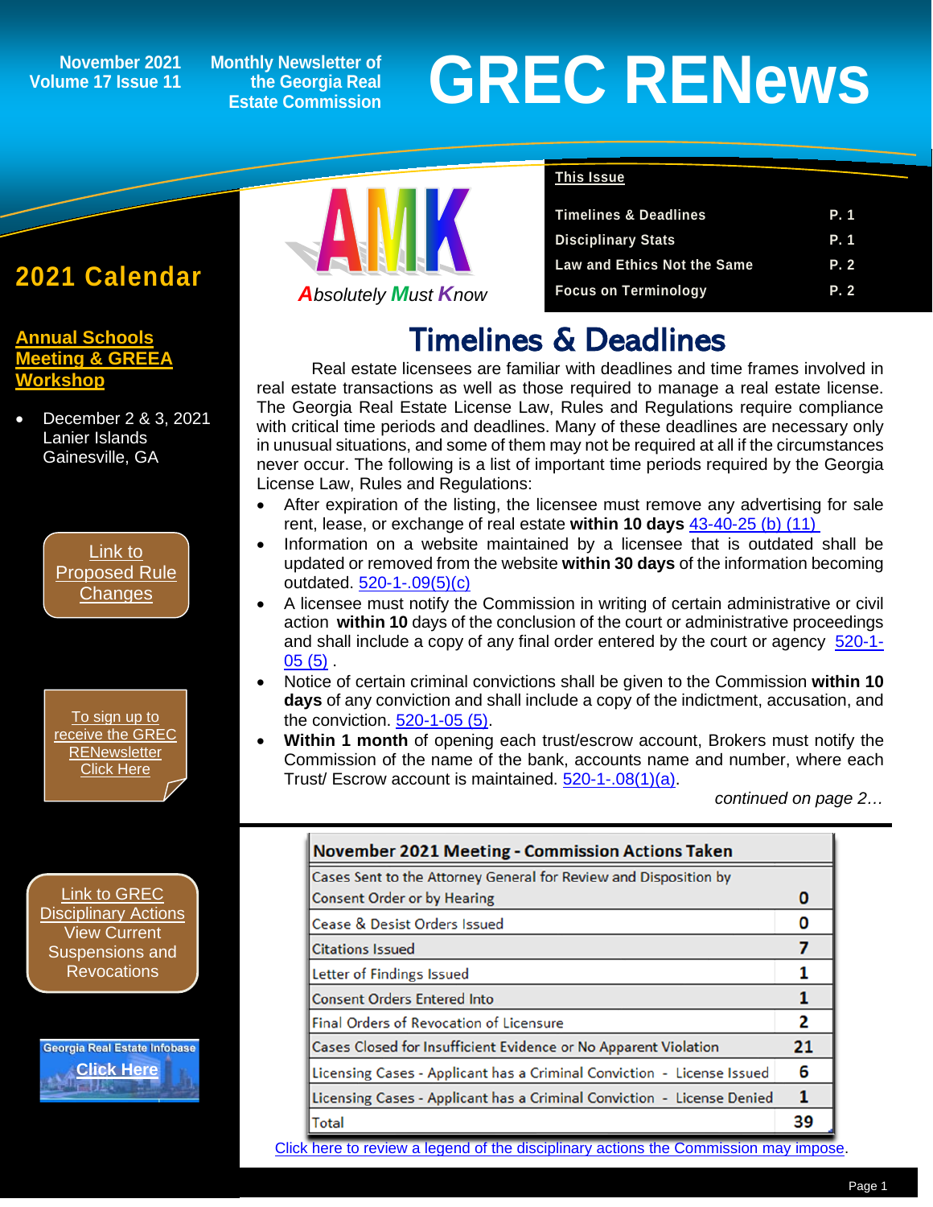November 2021
Volume 17 Issue 11

Monthly Newsletter of the Georgia Real Estate Commission

# GREC RENews

**AMK**
*Absolutely Must Know*

**This Issue**

| | |
|---|---|
| Timelines & Deadlines | P. 1 |
| Disciplinary Stats | P. 1 |
| Law and Ethics Not the Same | P. 2 |
| Focus on Terminology | P. 2 |

## 2021 Calendar

**Annual Schools Meeting & GREEA Workshop**

- December 2 & 3, 2021 Lanier Islands Gainesville, GA

Link to Proposed Rule Changes

To sign up to receive the GREC RENewsletter Click Here

Link to GREC Disciplinary Actions View Current Suspensions and Revocations

Georgia Real Estate Infobase Click Here

## Timelines & Deadlines

Real estate licensees are familiar with deadlines and time frames involved in real estate transactions as well as those required to manage a real estate license. The Georgia Real Estate License Law, Rules and Regulations require compliance with critical time periods and deadlines. Many of these deadlines are necessary only in unusual situations, and some of them may not be required at all if the circumstances never occur. The following is a list of important time periods required by the Georgia License Law, Rules and Regulations:

- After expiration of the listing, the licensee must remove any advertising for sale rent, lease, or exchange of real estate **within 10 days** 43-40-25 (b) (11)
- Information on a website maintained by a licensee that is outdated shall be updated or removed from the website **within 30 days** of the information becoming outdated. 520-1-.09(5)(c)
- A licensee must notify the Commission in writing of certain administrative or civil action **within 10** days of the conclusion of the court or administrative proceedings and shall include a copy of any final order entered by the court or agency 520-1-05 (5) .
- Notice of certain criminal convictions shall be given to the Commission **within 10 days** of any conviction and shall include a copy of the indictment, accusation, and the conviction. 520-1-05 (5).
- **Within 1 month** of opening each trust/escrow account, Brokers must notify the Commission of the name of the bank, accounts name and number, where each Trust/ Escrow account is maintained. 520-1-.08(1)(a).

*continued on page 2…*

| November 2021 Meeting - Commission Actions Taken | |
|---|---|
| Cases Sent to the Attorney General for Review and Disposition by Consent Order or by Hearing | 0 |
| Cease & Desist Orders Issued | 0 |
| Citations Issued | 7 |
| Letter of Findings Issued | 1 |
| Consent Orders Entered Into | 1 |
| Final Orders of Revocation of Licensure | 2 |
| Cases Closed for Insufficient Evidence or No Apparent Violation | 21 |
| Licensing Cases - Applicant has a Criminal Conviction - License Issued | 6 |
| Licensing Cases - Applicant has a Criminal Conviction - License Denied | 1 |
| Total | 39 |

Click here to review a legend of the disciplinary actions the Commission may impose.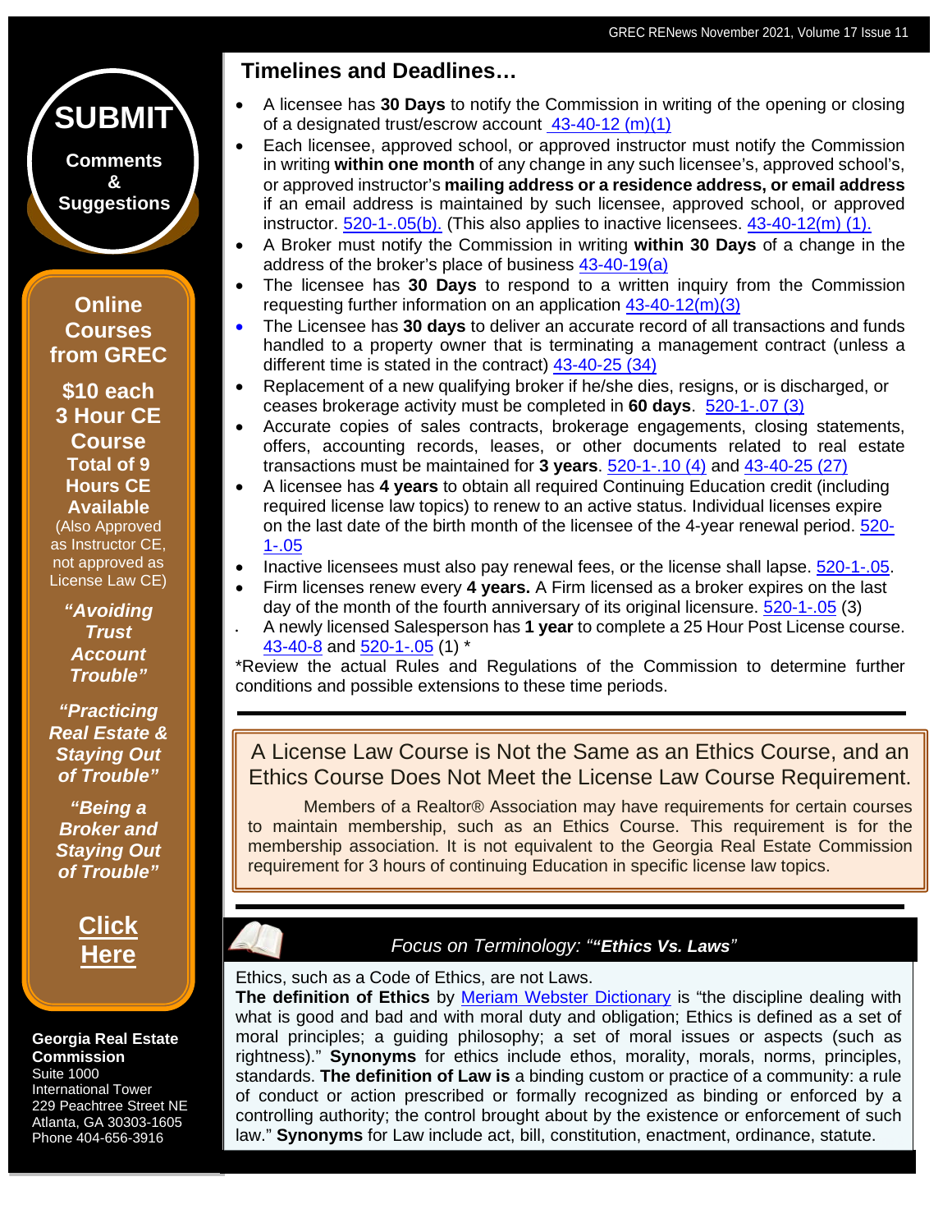# SUBMIT

**Comments & Suggestions**

**Online Courses from GREC**

**$10 each 3 Hour CE Course**

**Total of 9 Hours CE Available**

(Also Approved as Instructor CE, not approved as License Law CE)

***"Avoiding Trust Account Trouble"***

***"Practicing Real Estate & Staying Out of Trouble"***

***"Being a Broker and Staying Out of Trouble"***

**Click Here**

**Georgia Real Estate Commission**
Suite 1000
International Tower
229 Peachtree Street NE
Atlanta, GA 30303-1605
Phone 404-656-3916

## Timelines and Deadlines…

- A licensee has **30 Days** to notify the Commission in writing of the opening or closing of a designated trust/escrow account 43-40-12 (m)(1)
- Each licensee, approved school, or approved instructor must notify the Commission in writing **within one month** of any change in any such licensee's, approved school's, or approved instructor's **mailing address or a residence address, or email address** if an email address is maintained by such licensee, approved school, or approved instructor. 520-1-.05(b). (This also applies to inactive licensees. 43-40-12(m) (1).
- A Broker must notify the Commission in writing **within 30 Days** of a change in the address of the broker's place of business 43-40-19(a)
- The licensee has **30 Days** to respond to a written inquiry from the Commission requesting further information on an application 43-40-12(m)(3)
- The Licensee has **30 days** to deliver an accurate record of all transactions and funds handled to a property owner that is terminating a management contract (unless a different time is stated in the contract) 43-40-25 (34)
- Replacement of a new qualifying broker if he/she dies, resigns, or is discharged, or ceases brokerage activity must be completed in **60 days**. 520-1-.07 (3)
- Accurate copies of sales contracts, brokerage engagements, closing statements, offers, accounting records, leases, or other documents related to real estate transactions must be maintained for **3 years**. 520-1-.10 (4) and 43-40-25 (27)
- A licensee has **4 years** to obtain all required Continuing Education credit (including required license law topics) to renew to an active status. Individual licenses expire on the last date of the birth month of the licensee of the 4-year renewal period. 520-1-.05
- Inactive licensees must also pay renewal fees, or the license shall lapse. 520-1-.05.
- Firm licenses renew every **4 years.** A Firm licensed as a broker expires on the last day of the month of the fourth anniversary of its original licensure. 520-1-.05 (3)
- A newly licensed Salesperson has **1 year** to complete a 25 Hour Post License course. 43-40-8 and 520-1-.05 (1) *

*Review the actual Rules and Regulations of the Commission to determine further conditions and possible extensions to these time periods.

---

### A License Law Course is Not the Same as an Ethics Course, and an Ethics Course Does Not Meet the License Law Course Requirement.

Members of a Realtor® Association may have requirements for certain courses to maintain membership, such as an Ethics Course. This requirement is for the membership association. It is not equivalent to the Georgia Real Estate Commission requirement for 3 hours of continuing Education in specific license law topics.

---

### *Focus on Terminology: ""**Ethics Vs. Laws**"*

Ethics, such as a Code of Ethics, are not Laws.

**The definition of Ethics** by Meriam Webster Dictionary is "the discipline dealing with what is good and bad and with moral duty and obligation; Ethics is defined as a set of moral principles; a guiding philosophy; a set of moral issues or aspects (such as rightness)." **Synonyms** for ethics include ethos, morality, morals, norms, principles, standards. **The definition of Law is** a binding custom or practice of a community: a rule of conduct or action prescribed or formally recognized as binding or enforced by a controlling authority; the control brought about by the existence or enforcement of such law." **Synonyms** for Law include act, bill, constitution, enactment, ordinance, statute.